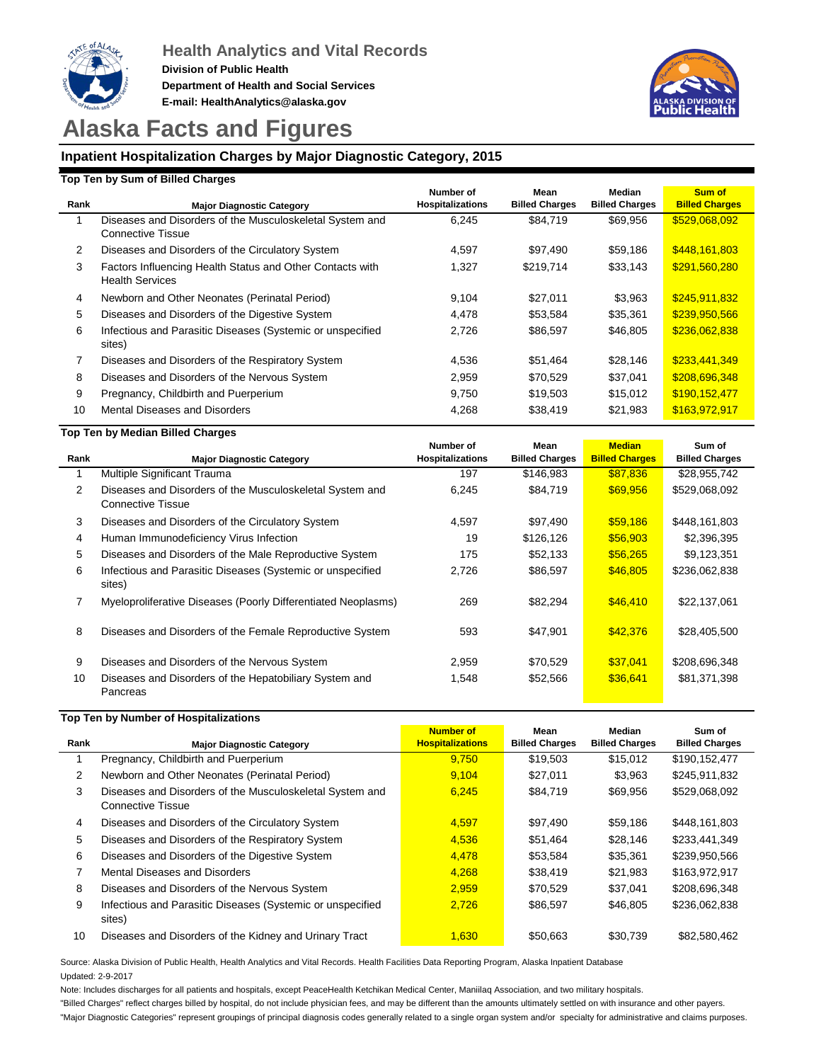**Health Analytics and Vital Records**

**Division of Public Health**

**Department of Health and Social Services**

**E-mail: HealthAnalytics@alaska.gov**

# Alaska Facts and Figures

## Inpatient Hospitalization Charges by Major Diagnostic Category, 2015

### Top Ten by Sum of Billed Charges

| Rank | Major Diagnostic Category | Number of Hospitalizations | Mean Billed Charges | Median Billed Charges | Sum of Billed Charges |
|---|---|---|---|---|---|
| 1 | Diseases and Disorders of the Musculoskeletal System and Connective Tissue | 6,245 | $84,719 | $69,956 | $529,068,092 |
| 2 | Diseases and Disorders of the Circulatory System | 4,597 | $97,490 | $59,186 | $448,161,803 |
| 3 | Factors Influencing Health Status and Other Contacts with Health Services | 1,327 | $219,714 | $33,143 | $291,560,280 |
| 4 | Newborn and Other Neonates (Perinatal Period) | 9,104 | $27,011 | $3,963 | $245,911,832 |
| 5 | Diseases and Disorders of the Digestive System | 4,478 | $53,584 | $35,361 | $239,950,566 |
| 6 | Infectious and Parasitic Diseases (Systemic or unspecified sites) | 2,726 | $86,597 | $46,805 | $236,062,838 |
| 7 | Diseases and Disorders of the Respiratory System | 4,536 | $51,464 | $28,146 | $233,441,349 |
| 8 | Diseases and Disorders of the Nervous System | 2,959 | $70,529 | $37,041 | $208,696,348 |
| 9 | Pregnancy, Childbirth and Puerperium | 9,750 | $19,503 | $15,012 | $190,152,477 |
| 10 | Mental Diseases and Disorders | 4,268 | $38,419 | $21,983 | $163,972,917 |

### Top Ten by Median Billed Charges

| Rank | Major Diagnostic Category | Number of Hospitalizations | Mean Billed Charges | Median Billed Charges | Sum of Billed Charges |
|---|---|---|---|---|---|
| 1 | Multiple Significant Trauma | 197 | $146,983 | $87,836 | $28,955,742 |
| 2 | Diseases and Disorders of the Musculoskeletal System and Connective Tissue | 6,245 | $84,719 | $69,956 | $529,068,092 |
| 3 | Diseases and Disorders of the Circulatory System | 4,597 | $97,490 | $59,186 | $448,161,803 |
| 4 | Human Immunodeficiency Virus Infection | 19 | $126,126 | $56,903 | $2,396,395 |
| 5 | Diseases and Disorders of the Male Reproductive System | 175 | $52,133 | $56,265 | $9,123,351 |
| 6 | Infectious and Parasitic Diseases (Systemic or unspecified sites) | 2,726 | $86,597 | $46,805 | $236,062,838 |
| 7 | Myeloproliferative Diseases (Poorly Differentiated Neoplasms) | 269 | $82,294 | $46,410 | $22,137,061 |
| 8 | Diseases and Disorders of the Female Reproductive System | 593 | $47,901 | $42,376 | $28,405,500 |
| 9 | Diseases and Disorders of the Nervous System | 2,959 | $70,529 | $37,041 | $208,696,348 |
| 10 | Diseases and Disorders of the Hepatobiliary System and Pancreas | 1,548 | $52,566 | $36,641 | $81,371,398 |

### Top Ten by Number of Hospitalizations

| Rank | Major Diagnostic Category | Number of Hospitalizations | Mean Billed Charges | Median Billed Charges | Sum of Billed Charges |
|---|---|---|---|---|---|
| 1 | Pregnancy, Childbirth and Puerperium | 9,750 | $19,503 | $15,012 | $190,152,477 |
| 2 | Newborn and Other Neonates (Perinatal Period) | 9,104 | $27,011 | $3,963 | $245,911,832 |
| 3 | Diseases and Disorders of the Musculoskeletal System and Connective Tissue | 6,245 | $84,719 | $69,956 | $529,068,092 |
| 4 | Diseases and Disorders of the Circulatory System | 4,597 | $97,490 | $59,186 | $448,161,803 |
| 5 | Diseases and Disorders of the Respiratory System | 4,536 | $51,464 | $28,146 | $233,441,349 |
| 6 | Diseases and Disorders of the Digestive System | 4,478 | $53,584 | $35,361 | $239,950,566 |
| 7 | Mental Diseases and Disorders | 4,268 | $38,419 | $21,983 | $163,972,917 |
| 8 | Diseases and Disorders of the Nervous System | 2,959 | $70,529 | $37,041 | $208,696,348 |
| 9 | Infectious and Parasitic Diseases (Systemic or unspecified sites) | 2,726 | $86,597 | $46,805 | $236,062,838 |
| 10 | Diseases and Disorders of the Kidney and Urinary Tract | 1,630 | $50,663 | $30,739 | $82,580,462 |

Source: Alaska Division of Public Health, Health Analytics and Vital Records. Health Facilities Data Reporting Program, Alaska Inpatient Database

Updated: 2-9-2017

Note: Includes discharges for all patients and hospitals, except PeaceHealth Ketchikan Medical Center, Maniilaq Association, and two military hospitals.

"Billed Charges" reflect charges billed by hospital, do not include physician fees, and may be different than the amounts ultimately settled on with insurance and other payers.

"Major Diagnostic Categories" represent groupings of principal diagnosis codes generally related to a single organ system and/or specialty for administrative and claims purposes.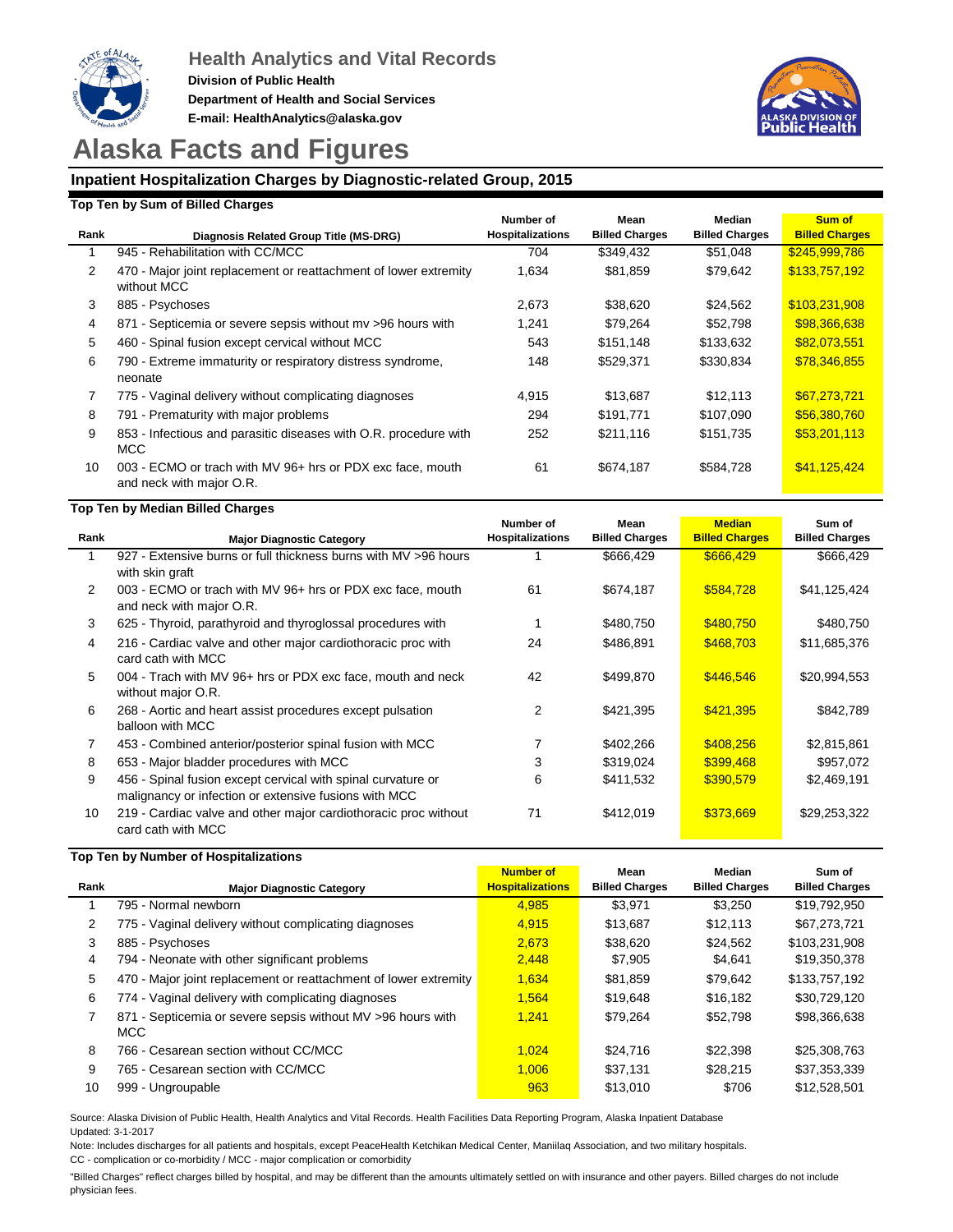Health Analytics and Vital Records

**Division of Public Health**

**Department of Health and Social Services**

**E-mail: HealthAnalytics@alaska.gov**

# Alaska Facts and Figures

## Inpatient Hospitalization Charges by Diagnostic-related Group, 2015

### Top Ten by Sum of Billed Charges

| Rank | Diagnosis Related Group Title (MS-DRG) | Number of Hospitalizations | Mean Billed Charges | Median Billed Charges | Sum of Billed Charges |
|---|---|---|---|---|---|
| 1 | 945 - Rehabilitation with CC/MCC | 704 | $349,432 | $51,048 | $245,999,786 |
| 2 | 470 - Major joint replacement or reattachment of lower extremity without MCC | 1,634 | $81,859 | $79,642 | $133,757,192 |
| 3 | 885 - Psychoses | 2,673 | $38,620 | $24,562 | $103,231,908 |
| 4 | 871 - Septicemia or severe sepsis without mv >96 hours with | 1,241 | $79,264 | $52,798 | $98,366,638 |
| 5 | 460 - Spinal fusion except cervical without MCC | 543 | $151,148 | $133,632 | $82,073,551 |
| 6 | 790 - Extreme immaturity or respiratory distress syndrome, neonate | 148 | $529,371 | $330,834 | $78,346,855 |
| 7 | 775 - Vaginal delivery without complicating diagnoses | 4,915 | $13,687 | $12,113 | $67,273,721 |
| 8 | 791 - Prematurity with major problems | 294 | $191,771 | $107,090 | $56,380,760 |
| 9 | 853 - Infectious and parasitic diseases with O.R. procedure with MCC | 252 | $211,116 | $151,735 | $53,201,113 |
| 10 | 003 - ECMO or trach with MV 96+ hrs or PDX exc face, mouth and neck with major O.R. | 61 | $674,187 | $584,728 | $41,125,424 |

### Top Ten by Median Billed Charges

| Rank | Major Diagnostic Category | Number of Hospitalizations | Mean Billed Charges | Median Billed Charges | Sum of Billed Charges |
|---|---|---|---|---|---|
| 1 | 927 - Extensive burns or full thickness burns with MV >96 hours with skin graft | 1 | $666,429 | $666,429 | $666,429 |
| 2 | 003 - ECMO or trach with MV 96+ hrs or PDX exc face, mouth and neck with major O.R. | 61 | $674,187 | $584,728 | $41,125,424 |
| 3 | 625 - Thyroid, parathyroid and thyroglossal procedures with | 1 | $480,750 | $480,750 | $480,750 |
| 4 | 216 - Cardiac valve and other major cardiothoracic proc with card cath with MCC | 24 | $486,891 | $468,703 | $11,685,376 |
| 5 | 004 - Trach with MV 96+ hrs or PDX exc face, mouth and neck without major O.R. | 42 | $499,870 | $446,546 | $20,994,553 |
| 6 | 268 - Aortic and heart assist procedures except pulsation balloon with MCC | 2 | $421,395 | $421,395 | $842,789 |
| 7 | 453 - Combined anterior/posterior spinal fusion with MCC | 7 | $402,266 | $408,256 | $2,815,861 |
| 8 | 653 - Major bladder procedures with MCC | 3 | $319,024 | $399,468 | $957,072 |
| 9 | 456 - Spinal fusion except cervical with spinal curvature or malignancy or infection or extensive fusions with MCC | 6 | $411,532 | $390,579 | $2,469,191 |
| 10 | 219 - Cardiac valve and other major cardiothoracic proc without card cath with MCC | 71 | $412,019 | $373,669 | $29,253,322 |

### Top Ten by Number of Hospitalizations

| Rank | Major Diagnostic Category | Number of Hospitalizations | Mean Billed Charges | Median Billed Charges | Sum of Billed Charges |
|---|---|---|---|---|---|
| 1 | 795 - Normal newborn | 4,985 | $3,971 | $3,250 | $19,792,950 |
| 2 | 775 - Vaginal delivery without complicating diagnoses | 4,915 | $13,687 | $12,113 | $67,273,721 |
| 3 | 885 - Psychoses | 2,673 | $38,620 | $24,562 | $103,231,908 |
| 4 | 794 - Neonate with other significant problems | 2,448 | $7,905 | $4,641 | $19,350,378 |
| 5 | 470 - Major joint replacement or reattachment of lower extremity | 1,634 | $81,859 | $79,642 | $133,757,192 |
| 6 | 774 - Vaginal delivery with complicating diagnoses | 1,564 | $19,648 | $16,182 | $30,729,120 |
| 7 | 871 - Septicemia or severe sepsis without MV >96 hours with MCC | 1,241 | $79,264 | $52,798 | $98,366,638 |
| 8 | 766 - Cesarean section without CC/MCC | 1,024 | $24,716 | $22,398 | $25,308,763 |
| 9 | 765 - Cesarean section with CC/MCC | 1,006 | $37,131 | $28,215 | $37,353,339 |
| 10 | 999 - Ungroupable | 963 | $13,010 | $706 | $12,528,501 |

Source: Alaska Division of Public Health, Health Analytics and Vital Records. Health Facilities Data Reporting Program, Alaska Inpatient Database
Updated: 3-1-2017

Note: Includes discharges for all patients and hospitals, except PeaceHealth Ketchikan Medical Center, Maniilaq Association, and two military hospitals.
CC - complication or co-morbidity / MCC - major complication or comorbidity

"Billed Charges" reflect charges billed by hospital, and may be different than the amounts ultimately settled on with insurance and other payers. Billed charges do not include physician fees.